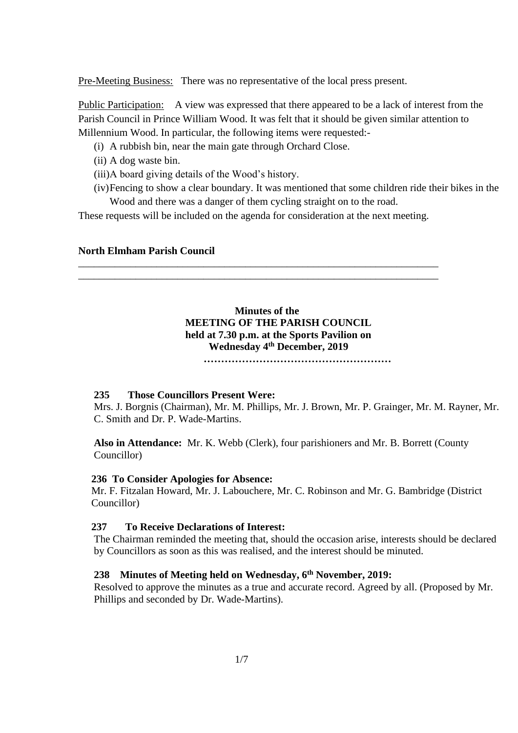Pre-Meeting Business: There was no representative of the local press present.

Public Participation: A view was expressed that there appeared to be a lack of interest from the Parish Council in Prince William Wood. It was felt that it should be given similar attention to Millennium Wood. In particular, the following items were requested:-

(i) A rubbish bin, near the main gate through Orchard Close.
(ii) A dog waste bin.
(iii) A board giving details of the Wood's history.
(iv) Fencing to show a clear boundary. It was mentioned that some children ride their bikes in the Wood and there was a danger of them cycling straight on to the road.

These requests will be included on the agenda for consideration at the next meeting.

**North Elmham Parish Council**

---

**Minutes of the**
**MEETING OF THE PARISH COUNCIL**
**held at 7.30 p.m. at the Sports Pavilion on**
**Wednesday 4th December, 2019**

**………………………………………………**

**235 Those Councillors Present Were:**

Mrs. J. Borgnis (Chairman), Mr. M. Phillips, Mr. J. Brown, Mr. P. Grainger, Mr. M. Rayner, Mr. C. Smith and Dr. P. Wade-Martins.

**Also in Attendance:** Mr. K. Webb (Clerk), four parishioners and Mr. B. Borrett (County Councillor)

**236 To Consider Apologies for Absence:**

Mr. F. Fitzalan Howard, Mr. J. Labouchere, Mr. C. Robinson and Mr. G. Bambridge (District Councillor)

**237 To Receive Declarations of Interest:**

The Chairman reminded the meeting that, should the occasion arise, interests should be declared by Councillors as soon as this was realised, and the interest should be minuted.

**238 Minutes of Meeting held on Wednesday, 6th November, 2019:**

Resolved to approve the minutes as a true and accurate record. Agreed by all. (Proposed by Mr. Phillips and seconded by Dr. Wade-Martins).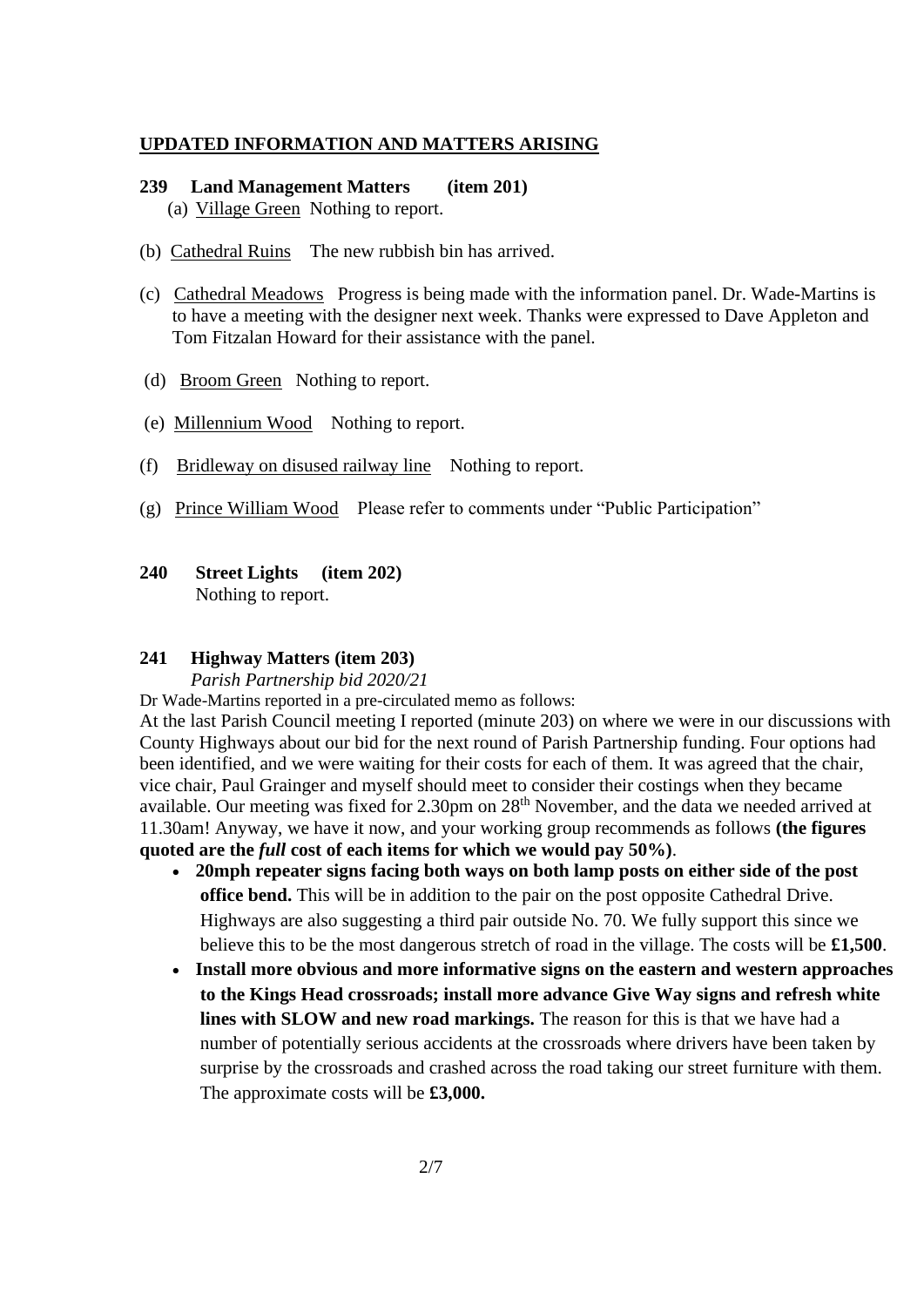## UPDATED INFORMATION AND MATTERS ARISING

**239 Land Management Matters (item 201)**

(a) Village Green Nothing to report.

(b) Cathedral Ruins The new rubbish bin has arrived.

(c) Cathedral Meadows Progress is being made with the information panel. Dr. Wade-Martins is to have a meeting with the designer next week. Thanks were expressed to Dave Appleton and Tom Fitzalan Howard for their assistance with the panel.

(d) Broom Green Nothing to report.

(e) Millennium Wood Nothing to report.

(f) Bridleway on disused railway line Nothing to report.

(g) Prince William Wood Please refer to comments under "Public Participation"

**240 Street Lights (item 202)**

Nothing to report.

**241 Highway Matters (item 203)**

*Parish Partnership bid 2020/21*

Dr Wade-Martins reported in a pre-circulated memo as follows:

At the last Parish Council meeting I reported (minute 203) on where we were in our discussions with County Highways about our bid for the next round of Parish Partnership funding. Four options had been identified, and we were waiting for their costs for each of them. It was agreed that the chair, vice chair, Paul Grainger and myself should meet to consider their costings when they became available. Our meeting was fixed for 2.30pm on 28th November, and the data we needed arrived at 11.30am! Anyway, we have it now, and your working group recommends as follows **(the figures quoted are the *full* cost of each items for which we would pay 50%)**.

- **20mph repeater signs facing both ways on both lamp posts on either side of the post office bend.** This will be in addition to the pair on the post opposite Cathedral Drive. Highways are also suggesting a third pair outside No. 70. We fully support this since we believe this to be the most dangerous stretch of road in the village. The costs will be **£1,500**.
- **Install more obvious and more informative signs on the eastern and western approaches to the Kings Head crossroads; install more advance Give Way signs and refresh white lines with SLOW and new road markings.** The reason for this is that we have had a number of potentially serious accidents at the crossroads where drivers have been taken by surprise by the crossroads and crashed across the road taking our street furniture with them. The approximate costs will be **£3,000.**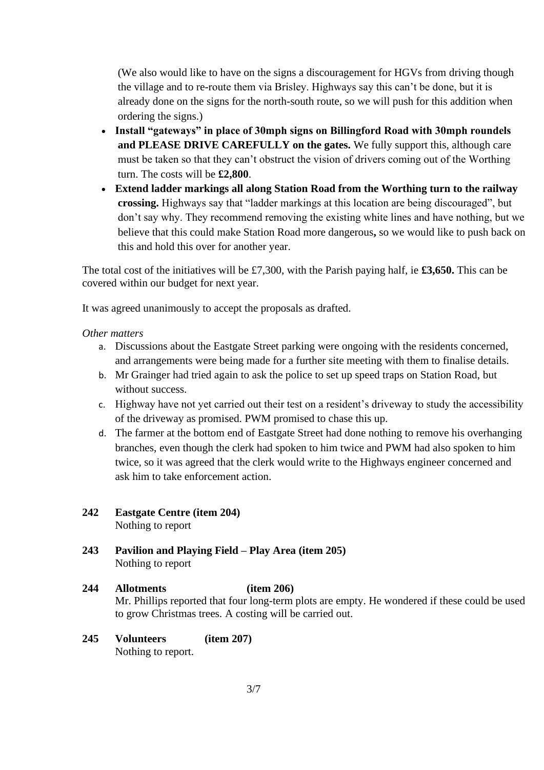(We also would like to have on the signs a discouragement for HGVs from driving though the village and to re-route them via Brisley. Highways say this can't be done, but it is already done on the signs for the north-south route, so we will push for this addition when ordering the signs.)

- **Install "gateways" in place of 30mph signs on Billingford Road with 30mph roundels and PLEASE DRIVE CAREFULLY on the gates.** We fully support this, although care must be taken so that they can't obstruct the vision of drivers coming out of the Worthing turn. The costs will be **£2,800**.
- **Extend ladder markings all along Station Road from the Worthing turn to the railway crossing.** Highways say that "ladder markings at this location are being discouraged", but don't say why. They recommend removing the existing white lines and have nothing, but we believe that this could make Station Road more dangerous**,** so we would like to push back on this and hold this over for another year.

The total cost of the initiatives will be £7,300, with the Parish paying half, ie **£3,650.** This can be covered within our budget for next year.

It was agreed unanimously to accept the proposals as drafted.

*Other matters*

a. Discussions about the Eastgate Street parking were ongoing with the residents concerned, and arrangements were being made for a further site meeting with them to finalise details.
b. Mr Grainger had tried again to ask the police to set up speed traps on Station Road, but without success.
c. Highway have not yet carried out their test on a resident's driveway to study the accessibility of the driveway as promised. PWM promised to chase this up.
d. The farmer at the bottom end of Eastgate Street had done nothing to remove his overhanging branches, even though the clerk had spoken to him twice and PWM had also spoken to him twice, so it was agreed that the clerk would write to the Highways engineer concerned and ask him to take enforcement action.

**242 Eastgate Centre (item 204)**
Nothing to report

**243 Pavilion and Playing Field – Play Area (item 205)**
Nothing to report

**244 Allotments (item 206)**
Mr. Phillips reported that four long-term plots are empty. He wondered if these could be used to grow Christmas trees. A costing will be carried out.

**245 Volunteers (item 207)**
Nothing to report.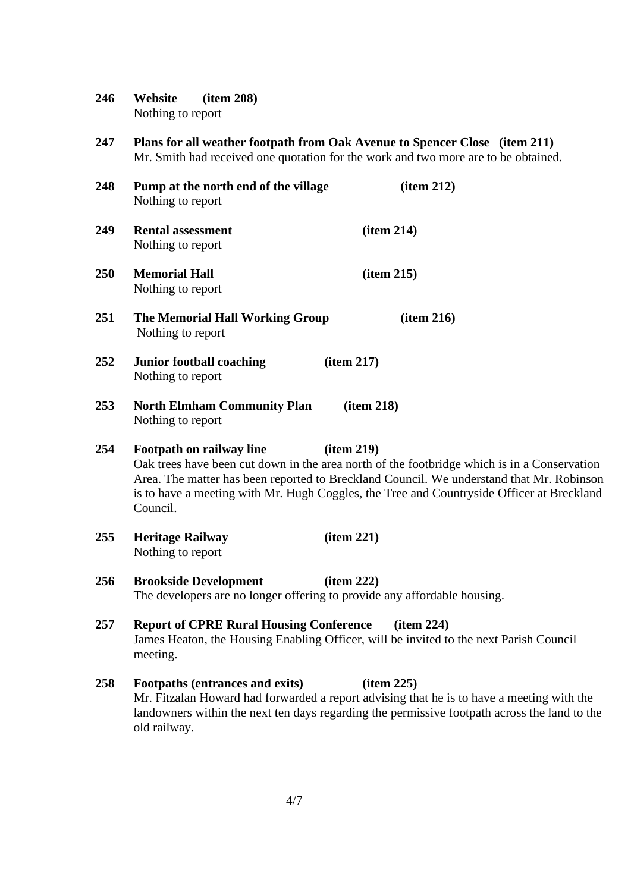**246 Website (item 208)**
Nothing to report

**247 Plans for all weather footpath from Oak Avenue to Spencer Close (item 211)**
Mr. Smith had received one quotation for the work and two more are to be obtained.

**248 Pump at the north end of the village (item 212)**
Nothing to report

**249 Rental assessment (item 214)**
Nothing to report

**250 Memorial Hall (item 215)**
Nothing to report

**251 The Memorial Hall Working Group (item 216)**
Nothing to report

**252 Junior football coaching (item 217)**
Nothing to report

**253 North Elmham Community Plan (item 218)**
Nothing to report

**254 Footpath on railway line (item 219)**
Oak trees have been cut down in the area north of the footbridge which is in a Conservation Area. The matter has been reported to Breckland Council. We understand that Mr. Robinson is to have a meeting with Mr. Hugh Coggles, the Tree and Countryside Officer at Breckland Council.

**255 Heritage Railway (item 221)**
Nothing to report

**256 Brookside Development (item 222)**
The developers are no longer offering to provide any affordable housing.

**257 Report of CPRE Rural Housing Conference (item 224)**
James Heaton, the Housing Enabling Officer, will be invited to the next Parish Council meeting.

**258 Footpaths (entrances and exits) (item 225)**
Mr. Fitzalan Howard had forwarded a report advising that he is to have a meeting with the landowners within the next ten days regarding the permissive footpath across the land to the old railway.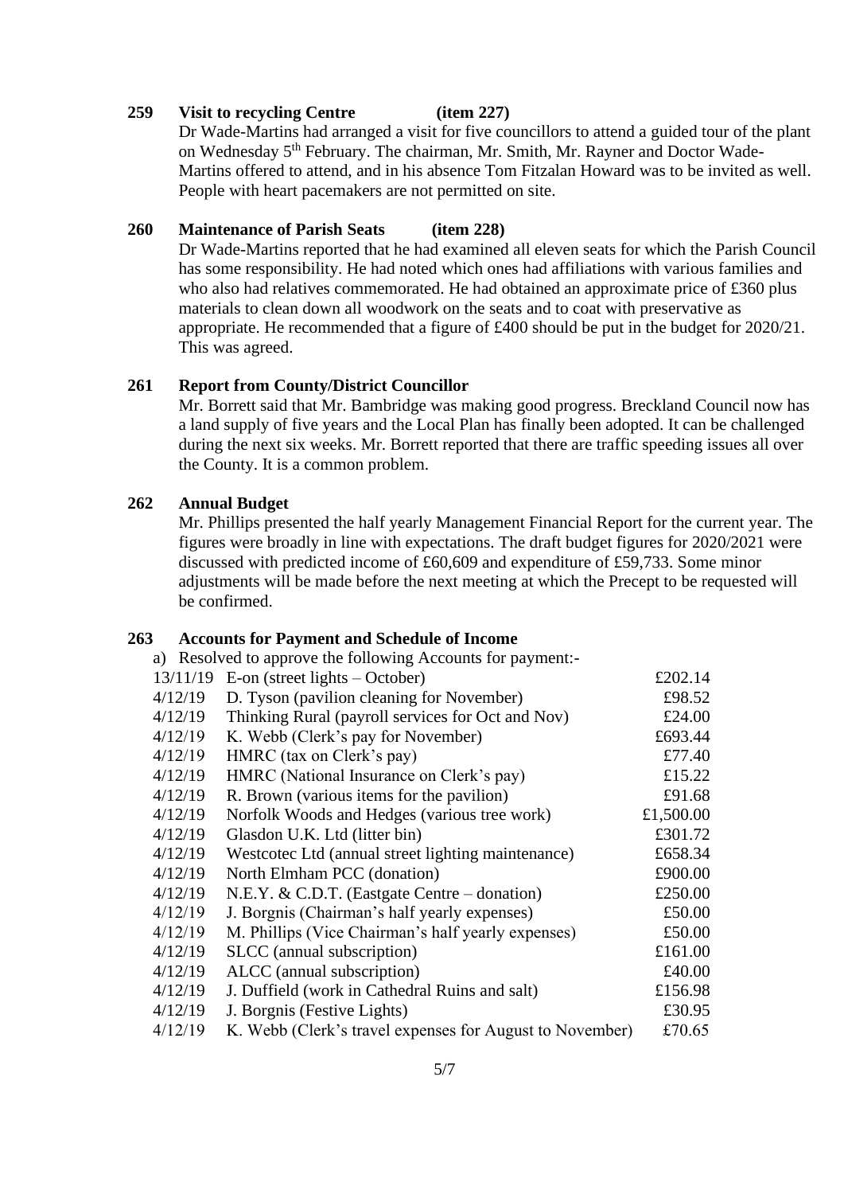**259 Visit to recycling Centre (item 227)**

Dr Wade-Martins had arranged a visit for five councillors to attend a guided tour of the plant on Wednesday 5th February. The chairman, Mr. Smith, Mr. Rayner and Doctor Wade-Martins offered to attend, and in his absence Tom Fitzalan Howard was to be invited as well. People with heart pacemakers are not permitted on site.

**260 Maintenance of Parish Seats (item 228)**

Dr Wade-Martins reported that he had examined all eleven seats for which the Parish Council has some responsibility. He had noted which ones had affiliations with various families and who also had relatives commemorated. He had obtained an approximate price of £360 plus materials to clean down all woodwork on the seats and to coat with preservative as appropriate. He recommended that a figure of £400 should be put in the budget for 2020/21. This was agreed.

**261 Report from County/District Councillor**

Mr. Borrett said that Mr. Bambridge was making good progress. Breckland Council now has a land supply of five years and the Local Plan has finally been adopted. It can be challenged during the next six weeks. Mr. Borrett reported that there are traffic speeding issues all over the County. It is a common problem.

**262 Annual Budget**

Mr. Phillips presented the half yearly Management Financial Report for the current year. The figures were broadly in line with expectations. The draft budget figures for 2020/2021 were discussed with predicted income of £60,609 and expenditure of £59,733. Some minor adjustments will be made before the next meeting at which the Precept to be requested will be confirmed.

**263 Accounts for Payment and Schedule of Income**

a) Resolved to approve the following Accounts for payment:-

| Date | Payee | Amount |
|---|---|---|
| 13/11/19 | E-on (street lights – October) | £202.14 |
| 4/12/19 | D. Tyson (pavilion cleaning for November) | £98.52 |
| 4/12/19 | Thinking Rural (payroll services for Oct and Nov) | £24.00 |
| 4/12/19 | K. Webb (Clerk's pay for November) | £693.44 |
| 4/12/19 | HMRC (tax on Clerk's pay) | £77.40 |
| 4/12/19 | HMRC (National Insurance on Clerk's pay) | £15.22 |
| 4/12/19 | R. Brown (various items for the pavilion) | £91.68 |
| 4/12/19 | Norfolk Woods and Hedges (various tree work) | £1,500.00 |
| 4/12/19 | Glasdon U.K. Ltd (litter bin) | £301.72 |
| 4/12/19 | Westcotec Ltd (annual street lighting maintenance) | £658.34 |
| 4/12/19 | North Elmham PCC (donation) | £900.00 |
| 4/12/19 | N.E.Y. & C.D.T. (Eastgate Centre – donation) | £250.00 |
| 4/12/19 | J. Borgnis (Chairman's half yearly expenses) | £50.00 |
| 4/12/19 | M. Phillips (Vice Chairman's half yearly expenses) | £50.00 |
| 4/12/19 | SLCC (annual subscription) | £161.00 |
| 4/12/19 | ALCC (annual subscription) | £40.00 |
| 4/12/19 | J. Duffield (work in Cathedral Ruins and salt) | £156.98 |
| 4/12/19 | J. Borgnis (Festive Lights) | £30.95 |
| 4/12/19 | K. Webb (Clerk's travel expenses for August to November) | £70.65 |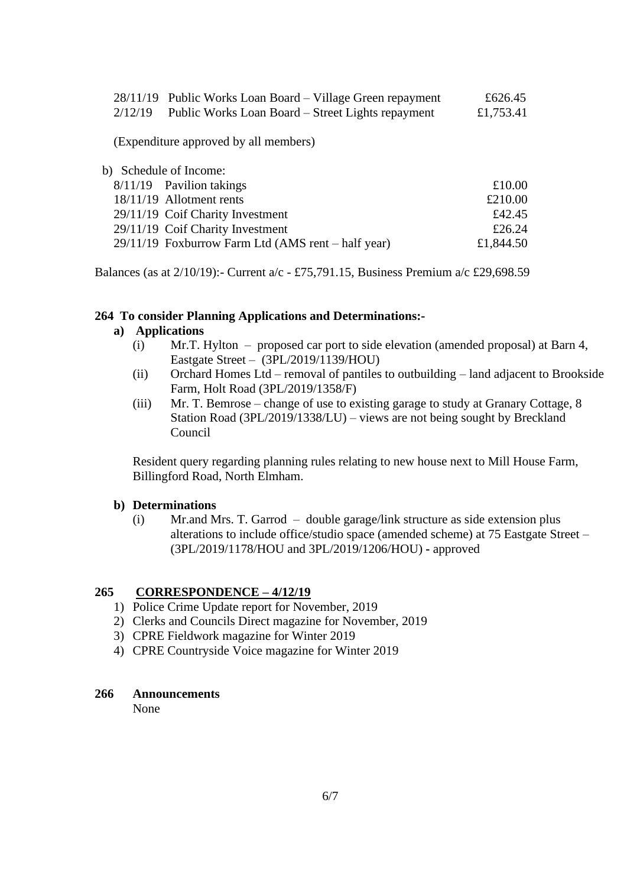| | | |
|---|---|---|
| 28/11/19 | Public Works Loan Board – Village Green repayment | £626.45 |
| 2/12/19 | Public Works Loan Board – Street Lights repayment | £1,753.41 |

(Expenditure approved by all members)

b) Schedule of Income:

| | | |
|---|---|---|
| 8/11/19 | Pavilion takings | £10.00 |
| 18/11/19 | Allotment rents | £210.00 |
| 29/11/19 | Coif Charity Investment | £42.45 |
| 29/11/19 | Coif Charity Investment | £26.24 |
| 29/11/19 | Foxburrow Farm Ltd (AMS rent – half year) | £1,844.50 |

Balances (as at 2/10/19):- Current a/c - £75,791.15, Business Premium a/c £29,698.59

**264 To consider Planning Applications and Determinations:-**

**a) Applications**

(i) Mr.T. Hylton – proposed car port to side elevation (amended proposal) at Barn 4, Eastgate Street – (3PL/2019/1139/HOU)

(ii) Orchard Homes Ltd – removal of pantiles to outbuilding – land adjacent to Brookside Farm, Holt Road (3PL/2019/1358/F)

(iii) Mr. T. Bemrose – change of use to existing garage to study at Granary Cottage, 8 Station Road (3PL/2019/1338/LU) – views are not being sought by Breckland Council

Resident query regarding planning rules relating to new house next to Mill House Farm, Billingford Road, North Elmham.

**b) Determinations**

(i) Mr.and Mrs. T. Garrod – double garage/link structure as side extension plus alterations to include office/studio space (amended scheme) at 75 Eastgate Street – (3PL/2019/1178/HOU and 3PL/2019/1206/HOU) - approved

**265 CORRESPONDENCE – 4/12/19**

1) Police Crime Update report for November, 2019
2) Clerks and Councils Direct magazine for November, 2019
3) CPRE Fieldwork magazine for Winter 2019
4) CPRE Countryside Voice magazine for Winter 2019

**266 Announcements**

None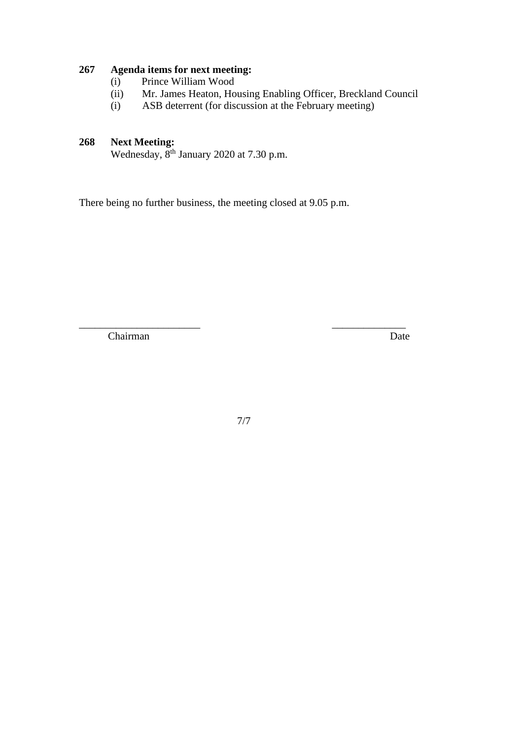**267 Agenda items for next meeting:**

- (i) Prince William Wood
- (ii) Mr. James Heaton, Housing Enabling Officer, Breckland Council
- (i) ASB deterrent (for discussion at the February meeting)

**268 Next Meeting:**

Wednesday, 8th January 2020 at 7.30 p.m.

There being no further business, the meeting closed at 9.05 p.m.

_______________________ Chairman

______________ Date